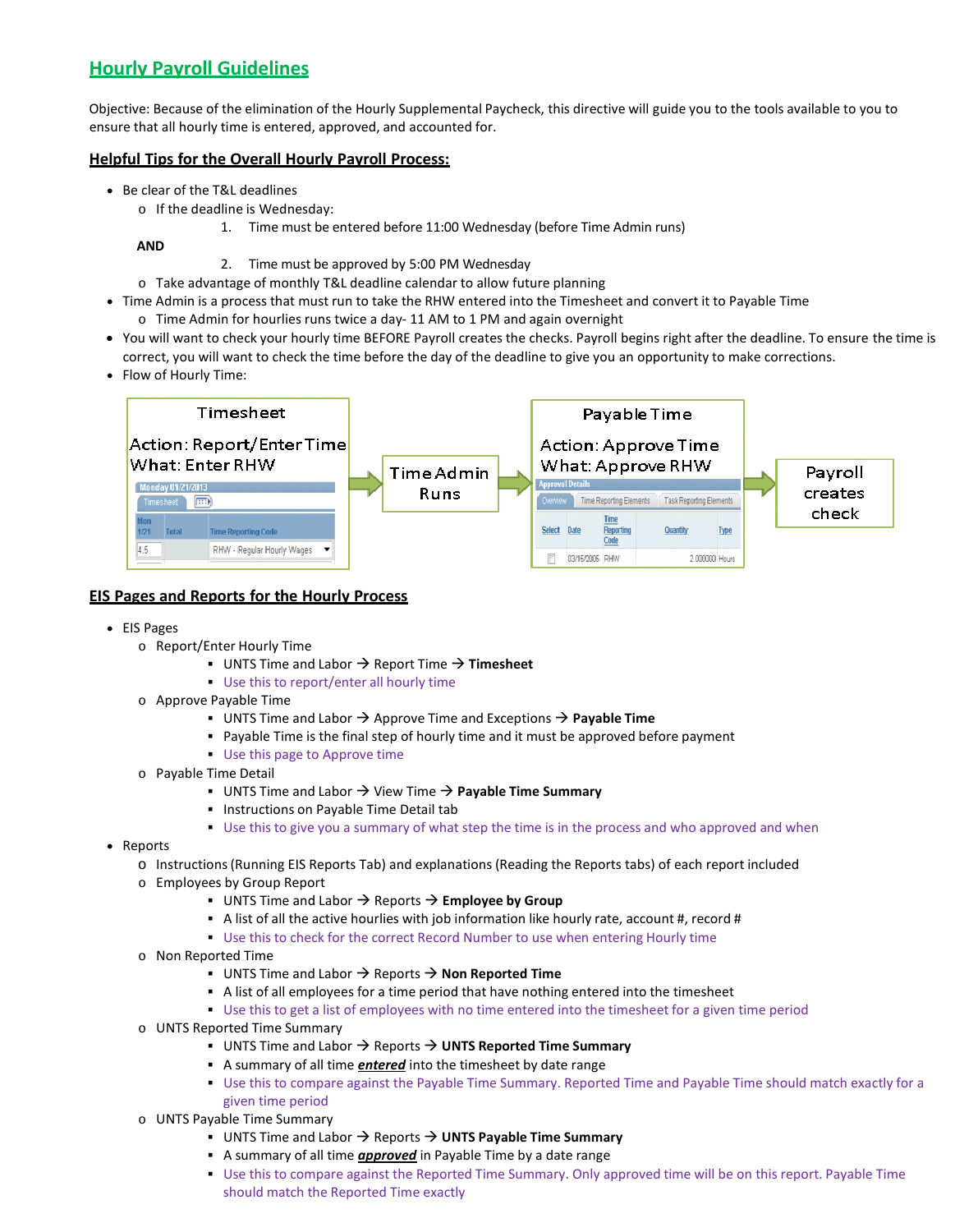## Hourly Payroll Guidelines

Objective: Because of the elimination of the Hourly Supplemental Paycheck, this directive will guide you to the tools available to you to ensure that all hourly time is entered, approved, and accounted for.

### Helpful Tips for the Overall Hourly Payroll Process:

- Be clear of the T&L deadlines
  - If the deadline is Wednesday:
    1. Time must be entered before 11:00 Wednesday (before Time Admin runs)

    **AND**

    2. Time must be approved by 5:00 PM Wednesday
  - Take advantage of monthly T&L deadline calendar to allow future planning
- Time Admin is a process that must run to take the RHW entered into the Timesheet and convert it to Payable Time
  - Time Admin for hourlies runs twice a day- 11 AM to 1 PM and again overnight
- You will want to check your hourly time BEFORE Payroll creates the checks. Payroll begins right after the deadline. To ensure the time is correct, you will want to check the time before the day of the deadline to give you an opportunity to make corrections.
- Flow of Hourly Time:

Timesheet
Action: Report/Enter Time
What: Enter RHW
Monday 01/21/2013
Timesheet
Mon 1/21 | Total | Time Reporting Code
4.5 | RHW - Regular Hourly Wages

Time Admin Runs

Payable Time
Action: Approve Time
What: Approve RHW
Approval Details
Overview | Time Reporting Elements | Task Reporting Elements
Select | Date | Time Reporting Code | Quantity | Type
03/16/2005 | RHW | 2.000000 | Hours

Payroll creates check

### EIS Pages and Reports for the Hourly Process

- EIS Pages
  - Report/Enter Hourly Time
    - UNTS Time and Labor → Report Time → **Timesheet**
    - Use this to report/enter all hourly time
  - Approve Payable Time
    - UNTS Time and Labor → Approve Time and Exceptions → **Payable Time**
    - Payable Time is the final step of hourly time and it must be approved before payment
    - Use this page to Approve time
  - Payable Time Detail
    - UNTS Time and Labor → View Time → **Payable Time Summary**
    - Instructions on Payable Time Detail tab
    - Use this to give you a summary of what step the time is in the process and who approved and when
- Reports
  - Instructions (Running EIS Reports Tab) and explanations (Reading the Reports tabs) of each report included
  - Employees by Group Report
    - UNTS Time and Labor → Reports → **Employee by Group**
    - A list of all the active hourlies with job information like hourly rate, account #, record #
    - Use this to check for the correct Record Number to use when entering Hourly time
  - Non Reported Time
    - UNTS Time and Labor → Reports → **Non Reported Time**
    - A list of all employees for a time period that have nothing entered into the timesheet
    - Use this to get a list of employees with no time entered into the timesheet for a given time period
  - UNTS Reported Time Summary
    - UNTS Time and Labor → Reports → **UNTS Reported Time Summary**
    - A summary of all time ***entered*** into the timesheet by date range
    - Use this to compare against the Payable Time Summary. Reported Time and Payable Time should match exactly for a given time period
  - UNTS Payable Time Summary
    - UNTS Time and Labor → Reports → **UNTS Payable Time Summary**
    - A summary of all time ***approved*** in Payable Time by a date range
    - Use this to compare against the Reported Time Summary. Only approved time will be on this report. Payable Time should match the Reported Time exactly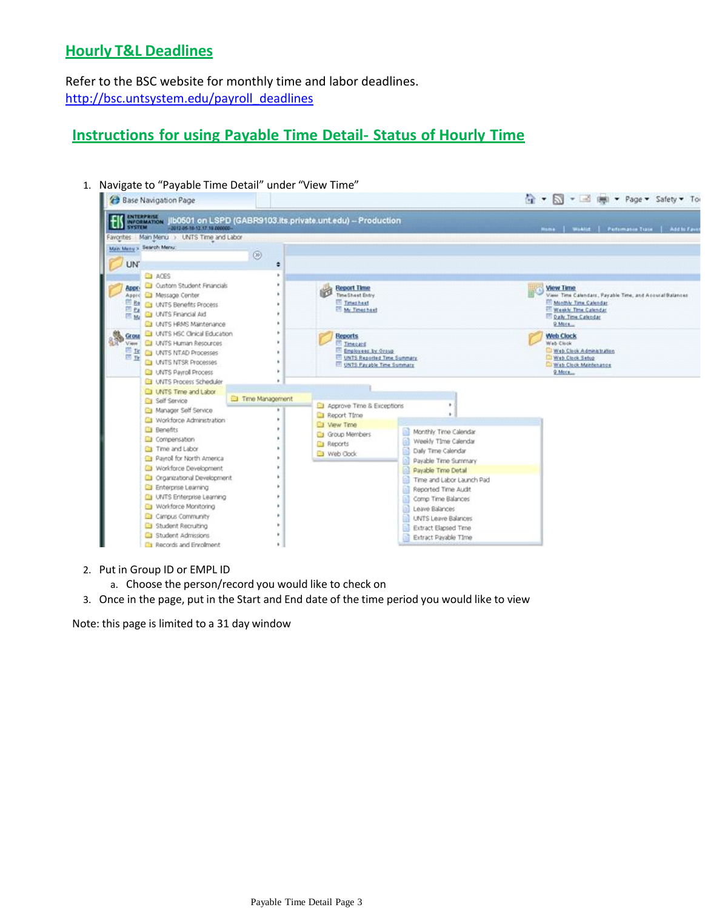## Hourly T&L Deadlines

Refer to the BSC website for monthly time and labor deadlines.
http://bsc.untsystem.edu/payroll_deadlines

## Instructions for using Payable Time Detail- Status of Hourly Time

1. Navigate to "Payable Time Detail" under "View Time"

2. Put in Group ID or EMPL ID
   a. Choose the person/record you would like to check on
3. Once in the page, put in the Start and End date of the time period you would like to view

Note: this page is limited to a 31 day window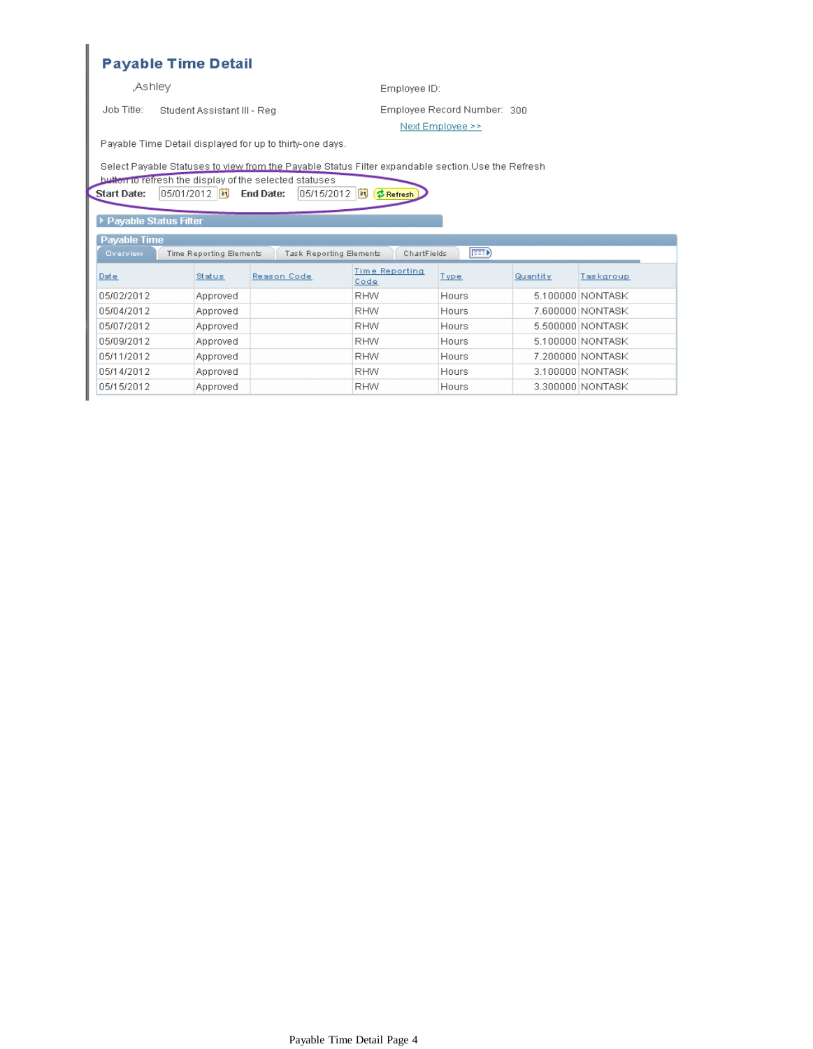## Payable Time Detail

,Ashley

Employee ID:

Job Title: Student Assistant III - Reg

Employee Record Number: 300

Next Employee >>

Payable Time Detail displayed for up to thirty-one days.

Select Payable Statuses to view from the Payable Status Filter expandable section.Use the Refresh button to refresh the display of the selected statuses

**Start Date:** 05/01/2012 **End Date:** 05/15/2012 Refresh

Payable Status Filter

**Payable Time**

Overview | Time Reporting Elements | Task Reporting Elements | ChartFields

| Date | Status | Reason Code | Time Reporting Code | Type | Quantity | Taskgroup |
|---|---|---|---|---|---|---|
| 05/02/2012 | Approved | | RHW | Hours | 5.100000 | NONTASK |
| 05/04/2012 | Approved | | RHW | Hours | 7.600000 | NONTASK |
| 05/07/2012 | Approved | | RHW | Hours | 5.500000 | NONTASK |
| 05/09/2012 | Approved | | RHW | Hours | 5.100000 | NONTASK |
| 05/11/2012 | Approved | | RHW | Hours | 7.200000 | NONTASK |
| 05/14/2012 | Approved | | RHW | Hours | 3.100000 | NONTASK |
| 05/15/2012 | Approved | | RHW | Hours | 3.300000 | NONTASK |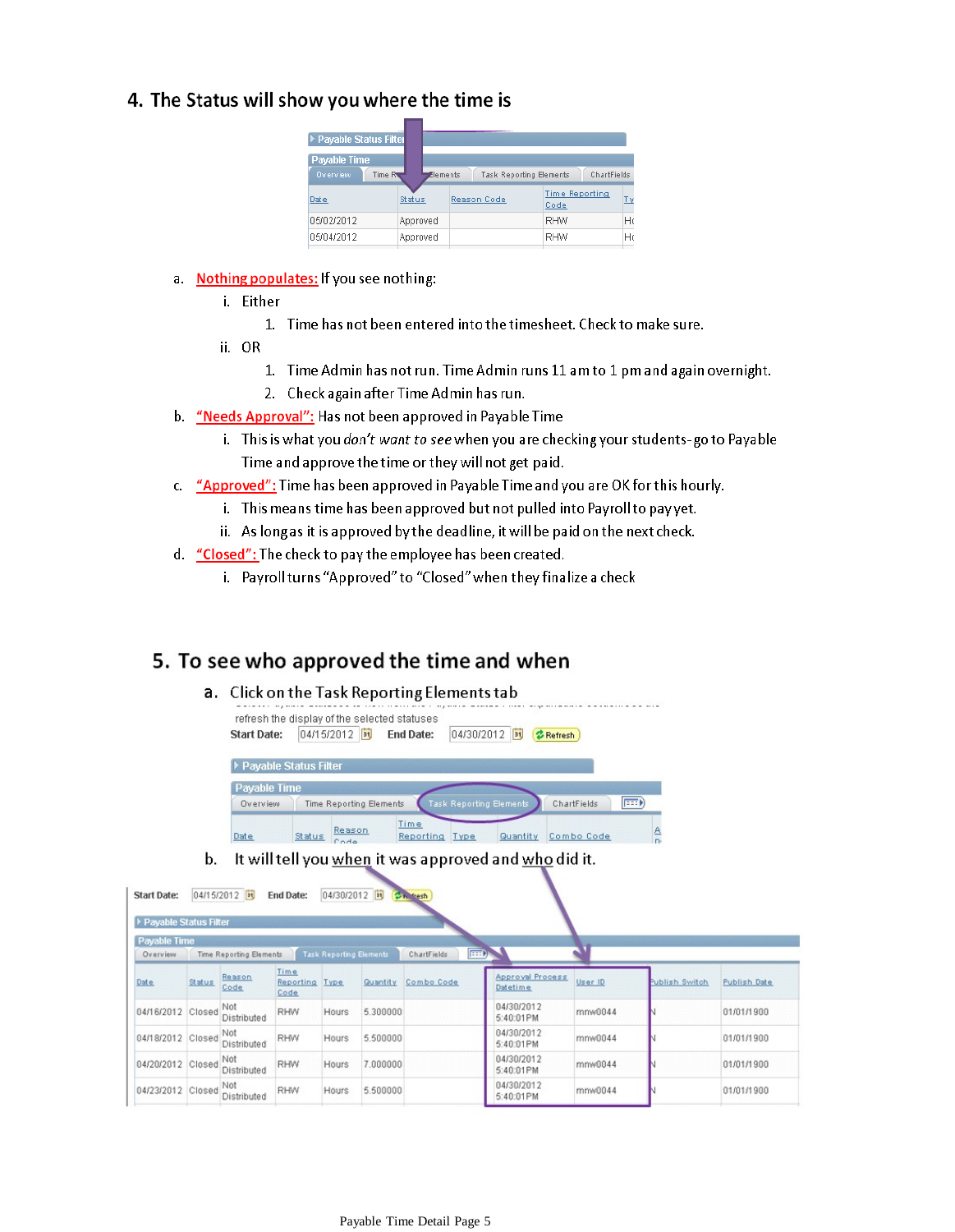## 4. The Status will show you where the time is

| Date | Status | Reason Code | Time Reporting Code | Ty |
|---|---|---|---|---|
| 05/02/2012 | Approved | | RHW | H |
| 05/04/2012 | Approved | | RHW | H |

a. Nothing populates: If you see nothing:
   i. Either
      1. Time has not been entered into the timesheet. Check to make sure.
   ii. OR
      1. Time Admin has not run. Time Admin runs 11 am to 1 pm and again overnight.
      2. Check again after Time Admin has run.

b. "Needs Approval": Has not been approved in Payable Time
   i. This is what you *don't want to see* when you are checking your students- go to Payable Time and approve the time or they will not get paid.

c. "Approved": Time has been approved in Payable Time and you are OK for this hourly.
   i. This means time has been approved but not pulled into Payroll to pay yet.
   ii. As long as it is approved by the deadline, it will be paid on the next check.

d. "Closed": The check to pay the employee has been created.
   i. Payroll turns "Approved" to "Closed" when they finalize a check

## 5. To see who approved the time and when

a. Click on the Task Reporting Elements tab

refresh the display of the selected statuses

Start Date: 04/15/2012 End Date: 04/30/2012 Refresh

Payable Status Filter

Payable Time

Overview | Time Reporting Elements | Task Reporting Elements | ChartFields

b. It will tell you when it was approved and who did it.

Start Date: 04/15/2012 End Date: 04/30/2012 Refresh

| Date | Status | Reason Code | Time Reporting Code | Type | Quantity | Combo Code | Approval Process Datetime | User ID | Publish Switch | Publish Date |
|---|---|---|---|---|---|---|---|---|---|---|
| 04/16/2012 | Closed | Not Distributed | RHW | Hours | 5.300000 | | 04/30/2012 5:40:01PM | mnw0044 | N | 01/01/1900 |
| 04/18/2012 | Closed | Not Distributed | RHW | Hours | 5.500000 | | 04/30/2012 5:40:01PM | mnw0044 | N | 01/01/1900 |
| 04/20/2012 | Closed | Not Distributed | RHW | Hours | 7.000000 | | 04/30/2012 5:40:01PM | mnw0044 | N | 01/01/1900 |
| 04/23/2012 | Closed | Not Distributed | RHW | Hours | 5.500000 | | 04/30/2012 5:40:01PM | mnw0044 | N | 01/01/1900 |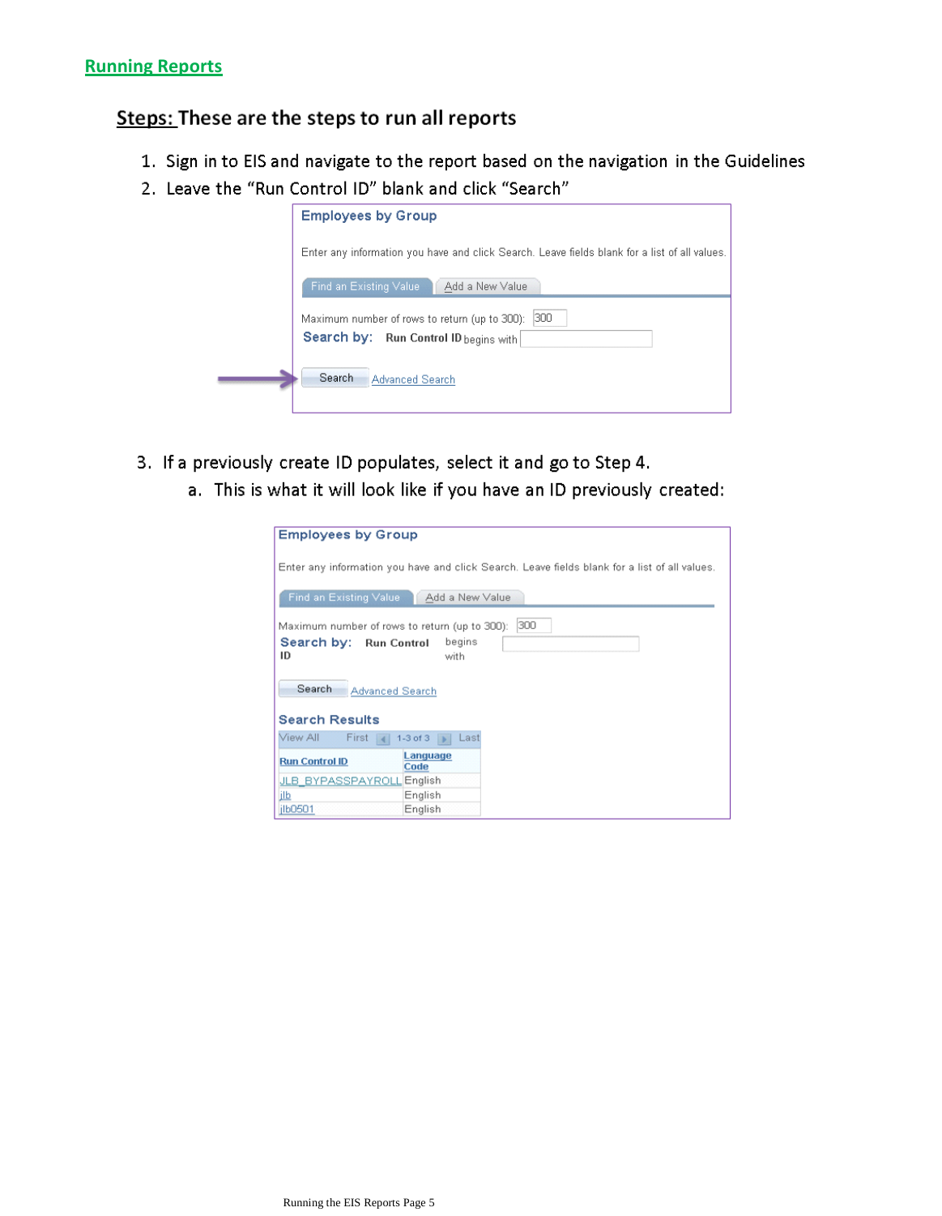## Running Reports

### Steps: These are the steps to run all reports

1. Sign in to EIS and navigate to the report based on the navigation in the Guidelines
2. Leave the "Run Control ID" blank and click "Search"

Employees by Group

Enter any information you have and click Search. Leave fields blank for a list of all values.

Find an Existing Value | Add a New Value

Maximum number of rows to return (up to 300): 300

Search by: Run Control ID begins with

Search | Advanced Search

3. If a previously create ID populates, select it and go to Step 4.
   a. This is what it will look like if you have an ID previously created:

Employees by Group

Enter any information you have and click Search. Leave fields blank for a list of all values.

Find an Existing Value | Add a New Value

Maximum number of rows to return (up to 300): 300

Search by: Run Control ID begins with

Search | Advanced Search

Search Results

View All First 1-3 of 3 Last

| Run Control ID | Language Code |
|---|---|
| JLB_BYPASSPAYROLL | English |
| jlb | English |
| jlb0501 | English |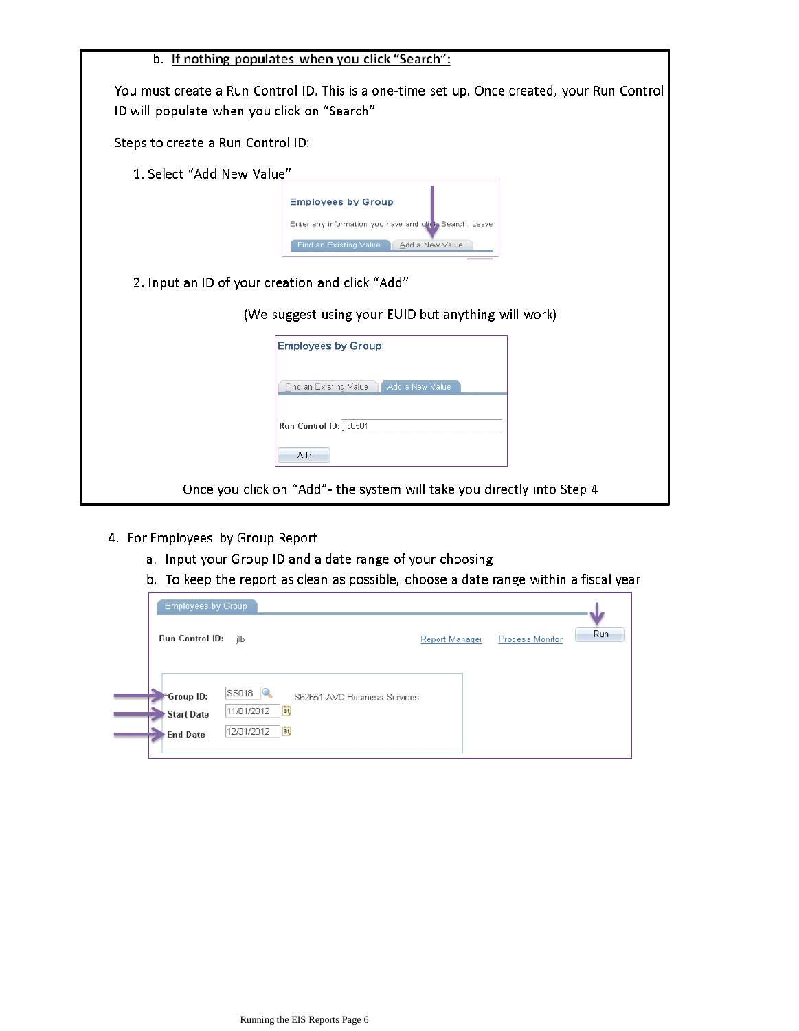b. **If nothing populates when you click "Search":**

You must create a Run Control ID. This is a one-time set up. Once created, your Run Control ID will populate when you click on "Search"

Steps to create a Run Control ID:

1. Select "Add New Value"

   Employees by Group

   Enter any information you have and click Search. Leave

   Find an Existing Value | Add a New Value

2. Input an ID of your creation and click "Add"

   (We suggest using your EUID but anything will work)

   Employees by Group

   Find an Existing Value | Add a New Value

   Run Control ID: jlb0501

   Add

Once you click on "Add"- the system will take you directly into Step 4

4. For Employees by Group Report
   a. Input your Group ID and a date range of your choosing
   b. To keep the report as clean as possible, choose a date range within a fiscal year

Employees by Group

Run Control ID: jlb    Report Manager    Process Monitor    Run

*Group ID: SS018    S62651-AVC Business Services

Start Date 11/01/2012

End Date 12/31/2012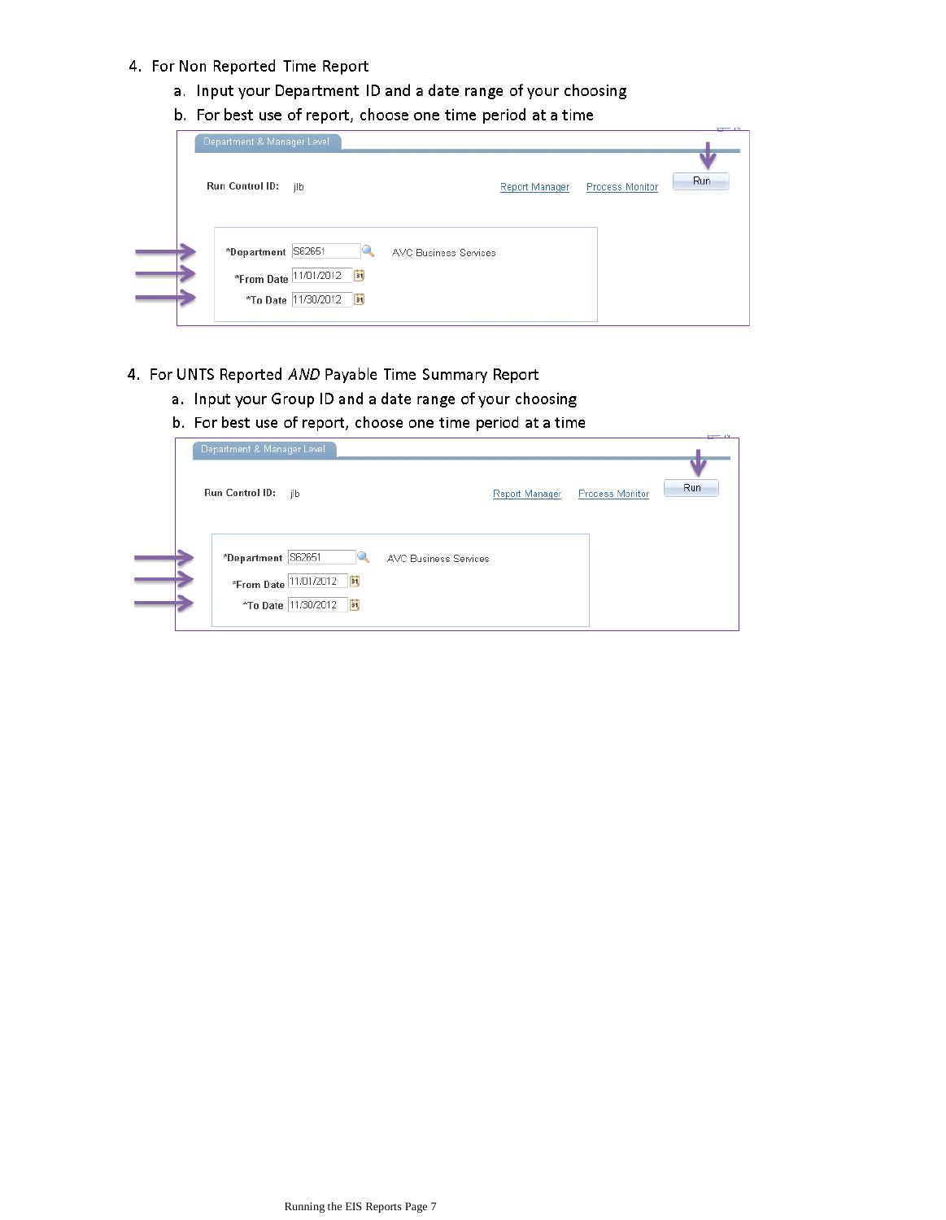4. For Non Reported Time Report
    a. Input your Department ID and a date range of your choosing
    b. For best use of report, choose one time period at a time

Department & Manager Level

Run Control ID: jlb

Report Manager Process Monitor Run

*Department S62651 AVC Business Services

*From Date 11/01/2012

*To Date 11/30/2012

4. For UNTS Reported *AND* Payable Time Summary Report
    a. Input your Group ID and a date range of your choosing
    b. For best use of report, choose one time period at a time

Department & Manager Level

Run Control ID: jlb

Report Manager Process Monitor Run

*Department S62651 AVC Business Services

*From Date 11/01/2012

*To Date 11/30/2012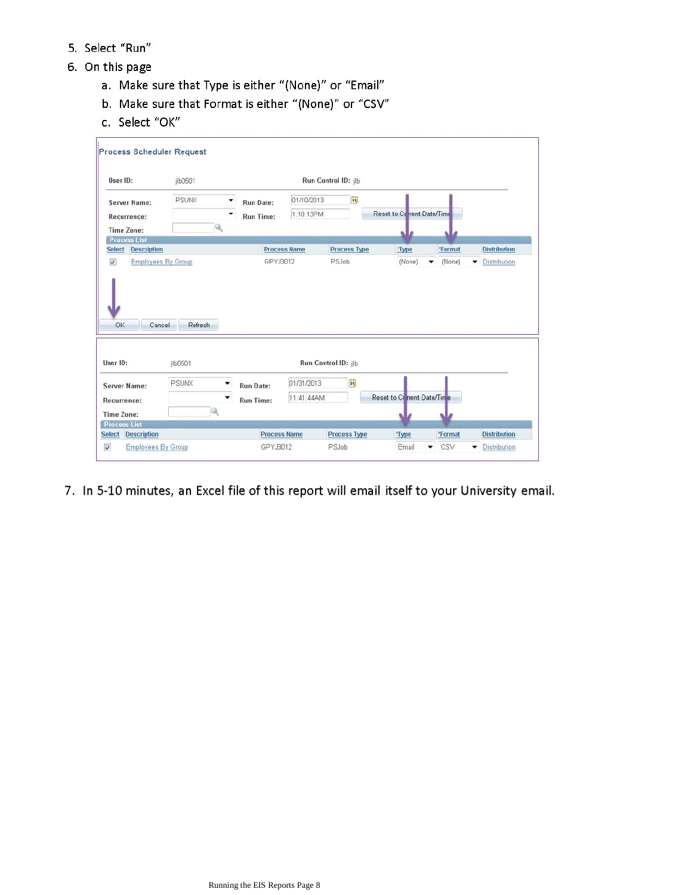5. Select "Run"
6. On this page
   a. Make sure that Type is either "(None)" or "Email"
   b. Make sure that Format is either "(None)" or "CSV"
   c. Select "OK"

7. In 5-10 minutes, an Excel file of this report will email itself to your University email.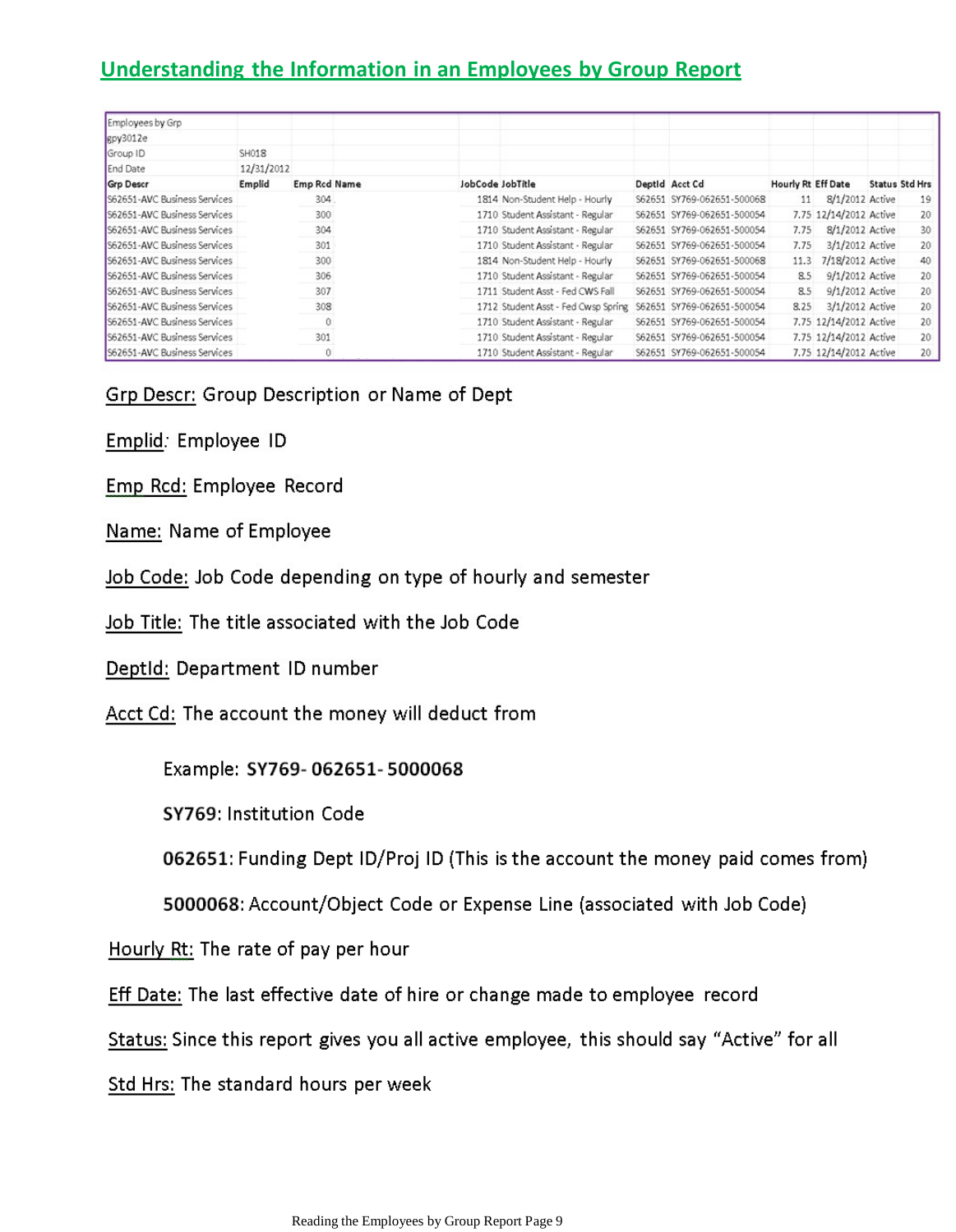## Understanding the Information in an Employees by Group Report

| | | | | | | | | | | | |
|---|---|---|---|---|---|---|---|---|---|---|---|
| Employees by Grp | | | | | | | | | | | |
| gpy3012e | | | | | | | | | | | |
| Group ID | SH018 | | | | | | | | | | |
| End Date | 12/31/2012 | | | | | | | | | | |
| **Grp Descr** | **Emplid** | **Emp Rcd** | **Name** | **JobCode** | **JobTitle** | **DeptId** | **Acct Cd** | **Hourly Rt** | **Eff Date** | **Status** | **Std Hrs** |
| S62651-AVC Business Services | | 304 | | 1814 | Non-Student Help - Hourly | S62651 | SY769-062651-500068 | 11 | 8/1/2012 | Active | 19 |
| S62651-AVC Business Services | | 300 | | 1710 | Student Assistant - Regular | S62651 | SY769-062651-500054 | 7.75 | 12/14/2012 | Active | 20 |
| S62651-AVC Business Services | | 304 | | 1710 | Student Assistant - Regular | S62651 | SY769-062651-500054 | 7.75 | 8/1/2012 | Active | 30 |
| S62651-AVC Business Services | | 301 | | 1710 | Student Assistant - Regular | S62651 | SY769-062651-500054 | 7.75 | 3/1/2012 | Active | 20 |
| S62651-AVC Business Services | | 300 | | 1814 | Non-Student Help - Hourly | S62651 | SY769-062651-500068 | 11.3 | 7/18/2012 | Active | 40 |
| S62651-AVC Business Services | | 306 | | 1710 | Student Assistant - Regular | S62651 | SY769-062651-500054 | 8.5 | 9/1/2012 | Active | 20 |
| S62651-AVC Business Services | | 307 | | 1711 | Student Asst - Fed CWS Fall | S62651 | SY769-062651-500054 | 8.5 | 9/1/2012 | Active | 20 |
| S62651-AVC Business Services | | 308 | | 1712 | Student Asst - Fed Cwsp Spring | S62651 | SY769-062651-500054 | 8.25 | 3/1/2012 | Active | 20 |
| S62651-AVC Business Services | | 0 | | 1710 | Student Assistant - Regular | S62651 | SY769-062651-500054 | 7.75 | 12/14/2012 | Active | 20 |
| S62651-AVC Business Services | | 301 | | 1710 | Student Assistant - Regular | S62651 | SY769-062651-500054 | 7.75 | 12/14/2012 | Active | 20 |
| S62651-AVC Business Services | | 0 | | 1710 | Student Assistant - Regular | S62651 | SY769-062651-500054 | 7.75 | 12/14/2012 | Active | 20 |

Grp Descr: Group Description or Name of Dept

Emplid: Employee ID

Emp Rcd: Employee Record

Name: Name of Employee

Job Code: Job Code depending on type of hourly and semester

Job Title: The title associated with the Job Code

DeptId: Department ID number

Acct Cd: The account the money will deduct from

> Example: **SY769- 062651- 5000068**
>
> **SY769**: Institution Code
>
> **062651**: Funding Dept ID/Proj ID (This is the account the money paid comes from)
>
> **5000068**: Account/Object Code or Expense Line (associated with Job Code)

Hourly Rt: The rate of pay per hour

Eff Date: The last effective date of hire or change made to employee record

Status: Since this report gives you all active employee, this should say "Active" for all

Std Hrs: The standard hours per week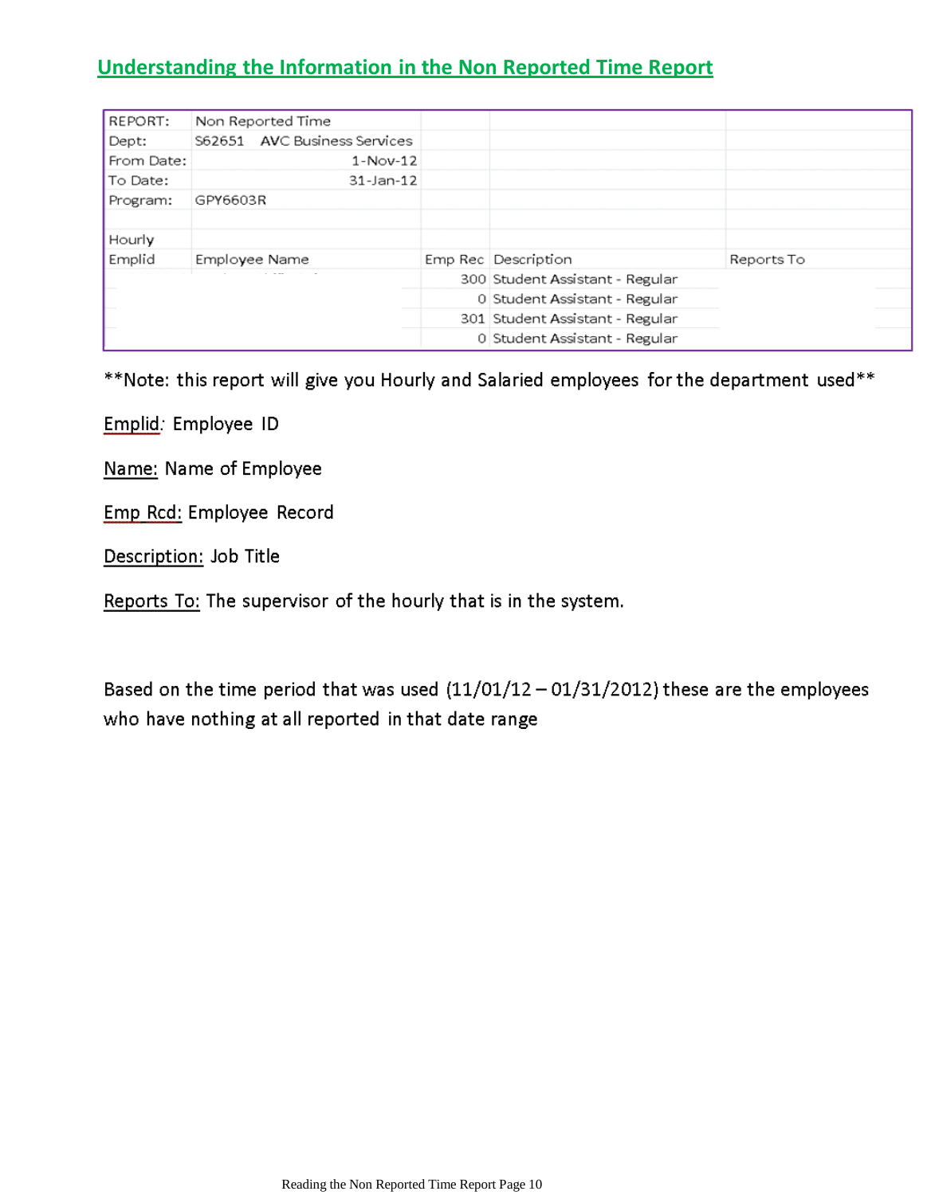## Understanding the Information in the Non Reported Time Report

| REPORT: | Non Reported Time | | | |
|---|---|---|---|---|
| Dept: | S62651 AVC Business Services | | | |
| From Date: | 1-Nov-12 | | | |
| To Date: | 31-Jan-12 | | | |
| Program: | GPY6603R | | | |
| | | | | |
| Hourly | | | | |
| Emplid | Employee Name | Emp Rec | Description | Reports To |
| | | 300 | Student Assistant - Regular | |
| | | 0 | Student Assistant - Regular | |
| | | 301 | Student Assistant - Regular | |
| | | 0 | Student Assistant - Regular | |

**Note: this report will give you Hourly and Salaried employees for the department used**

Emplid: Employee ID

Name: Name of Employee

Emp Rcd: Employee Record

Description: Job Title

Reports To: The supervisor of the hourly that is in the system.

Based on the time period that was used (11/01/12 – 01/31/2012) these are the employees who have nothing at all reported in that date range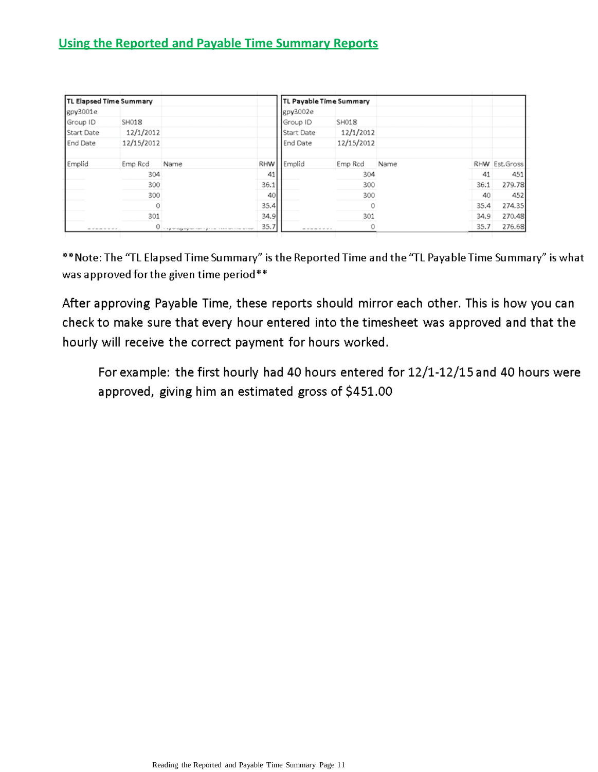## Using the Reported and Payable Time Summary Reports

| TL Elapsed Time Summary | | | |
|---|---|---|---|
| gpy3001e | | | |
| Group ID | SH018 | | |
| Start Date | 12/1/2012 | | |
| End Date | 12/15/2012 | | |
| Emplid | Emp Rcd | Name | RHW |
| | 304 | | 41 |
| | 300 | | 36.1 |
| | 300 | | 40 |
| | 0 | | 35.4 |
| | 301 | | 34.9 |
| | 0 | | 35.7 |

| TL Payable Time Summary | | | | |
|---|---|---|---|---|
| gpy3002e | | | | |
| Group ID | SH018 | | | |
| Start Date | 12/1/2012 | | | |
| End Date | 12/15/2012 | | | |
| Emplid | Emp Rcd | Name | RHW | Est.Gross |
| | 304 | | 41 | 451 |
| | 300 | | 36.1 | 279.78 |
| | 300 | | 40 | 452 |
| | 0 | | 35.4 | 274.35 |
| | 301 | | 34.9 | 270.48 |
| | 0 | | 35.7 | 276.68 |

**Note: The "TL Elapsed Time Summary" is the Reported Time and the "TL Payable Time Summary" is what was approved for the given time period**

After approving Payable Time, these reports should mirror each other. This is how you can check to make sure that every hour entered into the timesheet was approved and that the hourly will receive the correct payment for hours worked.

> For example: the first hourly had 40 hours entered for 12/1-12/15 and 40 hours were approved, giving him an estimated gross of $451.00